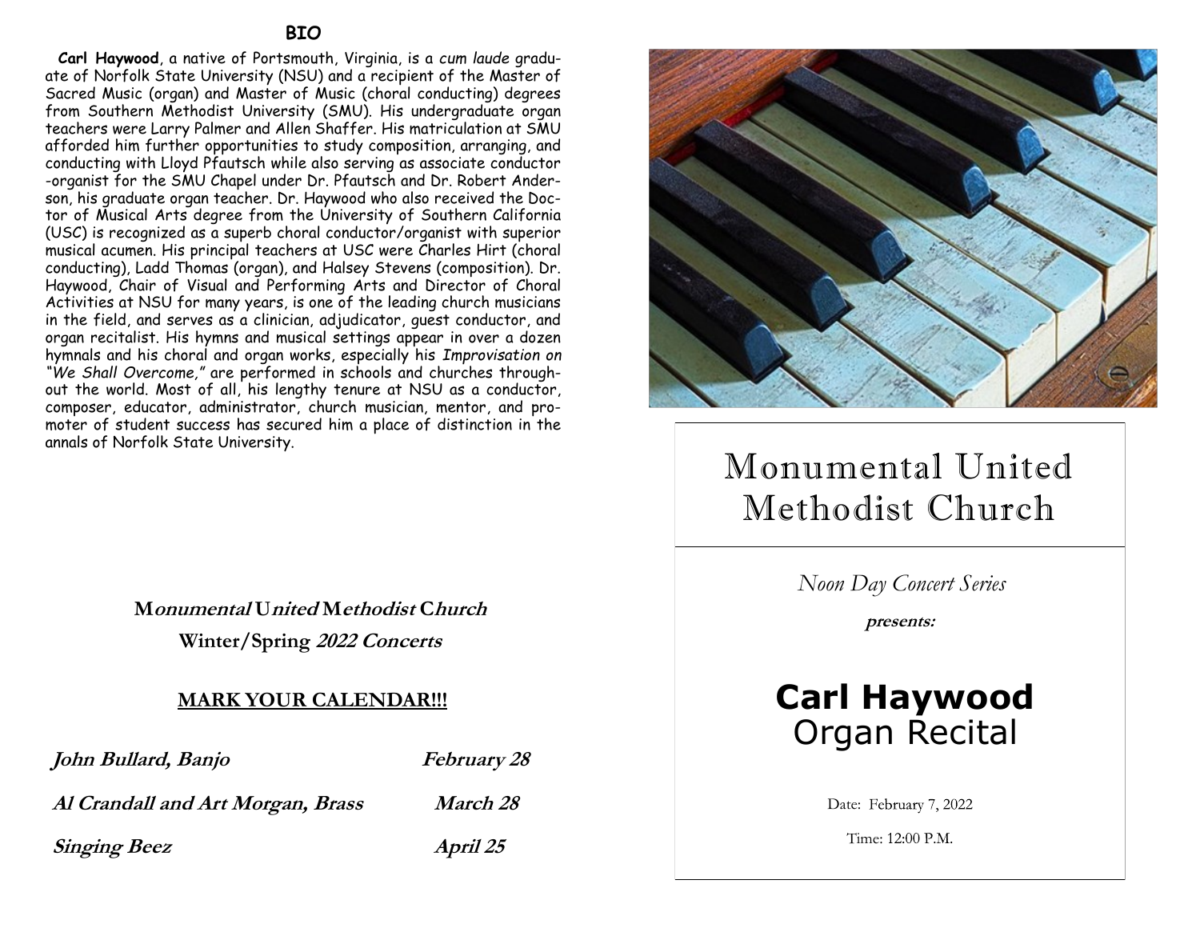## BIO

**Carl Haywood**, a native of Portsmouth, Virginia, is a *cum laude* graduate of Norfolk State University (NSU) and a recipient of the Master of Sacred Music (organ) and Master of Music (choral conducting) degrees from Southern Methodist University (SMU). His undergraduate organ teachers were Larry Palmer and Allen Shaffer. His matriculation at SMU afforded him further opportunities to study composition, arranging, and conducting with Lloyd Pfautsch while also serving as associate conductor-organist for the SMU Chapel under Dr. Pfautsch and Dr. Robert Anderson, his graduate organ teacher. Dr. Haywood who also received the Doctor of Musical Arts degree from the University of Southern California (USC) is recognized as a superb choral conductor/organist with superior musical acumen. His principal teachers at USC were Charles Hirt (choral conducting), Ladd Thomas (organ), and Halsey Stevens (composition). Dr. Haywood, Chair of Visual and Performing Arts and Director of Choral Activities at NSU for many years, is one of the leading church musicians in the field, and serves as a clinician, adjudicator, guest conductor, and organ recitalist. His hymns and musical settings appear in over a dozen hymnals and his choral and organ works, especially his *Improvisation on "We Shall Overcome,"* are performed in schools and churches throughout the world. Most of all, his lengthy tenure at NSU as a conductor, composer, educator, administrator, church musician, mentor, and promoter of student success has secured him a place of distinction in the annals of Norfolk State University.

**Monumental United Methodist Church**
**Winter/Spring *2022 Concerts***

**MARK YOUR CALENDAR!!!**

| | |
|---|---|
| ***John Bullard, Banjo*** | ***February 28*** |
| ***Al Crandall and Art Morgan, Brass*** | ***March 28*** |
| ***Singing Beez*** | ***April 25*** |

# Monumental United Methodist Church

*Noon Day Concert Series*

***presents:***

## **Carl Haywood**
## Organ Recital

Date: February 7, 2022

Time: 12:00 P.M.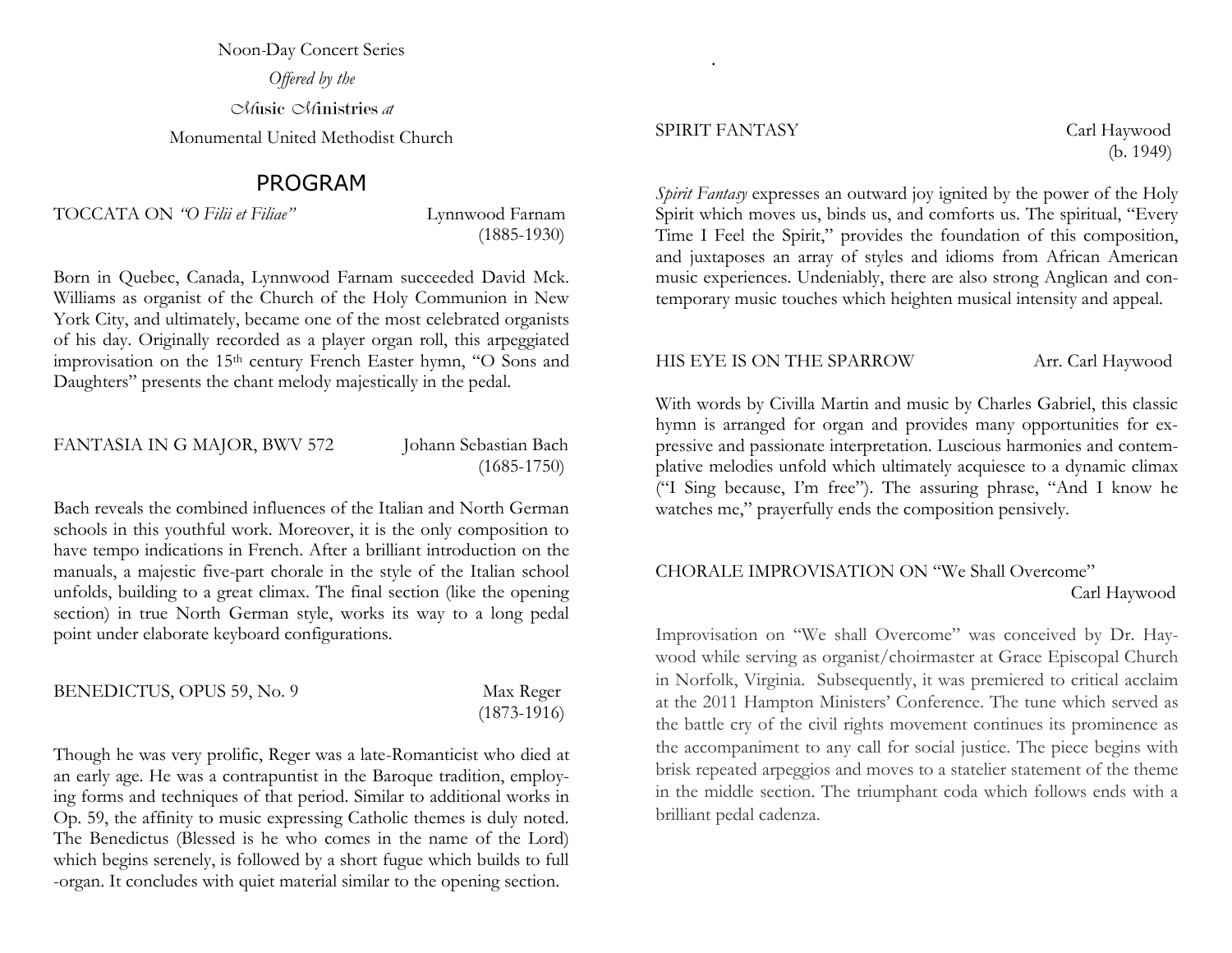Noon-Day Concert Series

*Offered by the*

Music Ministries *at*

Monumental United Methodist Church

# PROGRAM

TOCCATA ON *"O Filii et Filiae"* — Lynnwood Farnam (1885-1930)

Born in Quebec, Canada, Lynnwood Farnam succeeded David Mck. Williams as organist of the Church of the Holy Communion in New York City, and ultimately, became one of the most celebrated organists of his day. Originally recorded as a player organ roll, this arpeggiated improvisation on the 15th century French Easter hymn, "O Sons and Daughters" presents the chant melody majestically in the pedal.

FANTASIA IN G MAJOR, BWV 572 — Johann Sebastian Bach (1685-1750)

Bach reveals the combined influences of the Italian and North German schools in this youthful work. Moreover, it is the only composition to have tempo indications in French. After a brilliant introduction on the manuals, a majestic five-part chorale in the style of the Italian school unfolds, building to a great climax. The final section (like the opening section) in true North German style, works its way to a long pedal point under elaborate keyboard configurations.

BENEDICTUS, OPUS 59, No. 9 — Max Reger (1873-1916)

Though he was very prolific, Reger was a late-Romanticist who died at an early age. He was a contrapuntist in the Baroque tradition, employing forms and techniques of that period. Similar to additional works in Op. 59, the affinity to music expressing Catholic themes is duly noted. The Benedictus (Blessed is he who comes in the name of the Lord) which begins serenely, is followed by a short fugue which builds to full-organ. It concludes with quiet material similar to the opening section.

SPIRIT FANTASY — Carl Haywood (b. 1949)

*Spirit Fantasy* expresses an outward joy ignited by the power of the Holy Spirit which moves us, binds us, and comforts us. The spiritual, "Every Time I Feel the Spirit," provides the foundation of this composition, and juxtaposes an array of styles and idioms from African American music experiences. Undeniably, there are also strong Anglican and contemporary music touches which heighten musical intensity and appeal.

HIS EYE IS ON THE SPARROW — Arr. Carl Haywood

With words by Civilla Martin and music by Charles Gabriel, this classic hymn is arranged for organ and provides many opportunities for expressive and passionate interpretation. Luscious harmonies and contemplative melodies unfold which ultimately acquiesce to a dynamic climax ("I Sing because, I'm free"). The assuring phrase, "And I know he watches me," prayerfully ends the composition pensively.

CHORALE IMPROVISATION ON "We Shall Overcome" — Carl Haywood

Improvisation on "We shall Overcome" was conceived by Dr. Haywood while serving as organist/choirmaster at Grace Episcopal Church in Norfolk, Virginia. Subsequently, it was premiered to critical acclaim at the 2011 Hampton Ministers' Conference. The tune which served as the battle cry of the civil rights movement continues its prominence as the accompaniment to any call for social justice. The piece begins with brisk repeated arpeggios and moves to a statelier statement of the theme in the middle section. The triumphant coda which follows ends with a brilliant pedal cadenza.